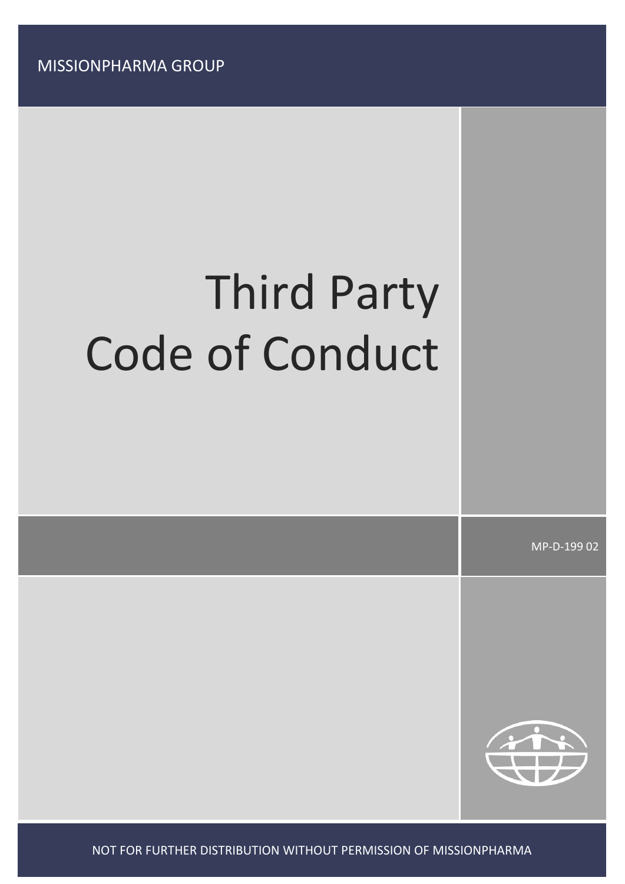MISSIONPHARMA GROUP

# Third Party Code of Conduct

MP-D-199 02

NOT FOR FURTHER DISTRIBUTION WITHOUT PERMISSION OF MISSIONPHARMA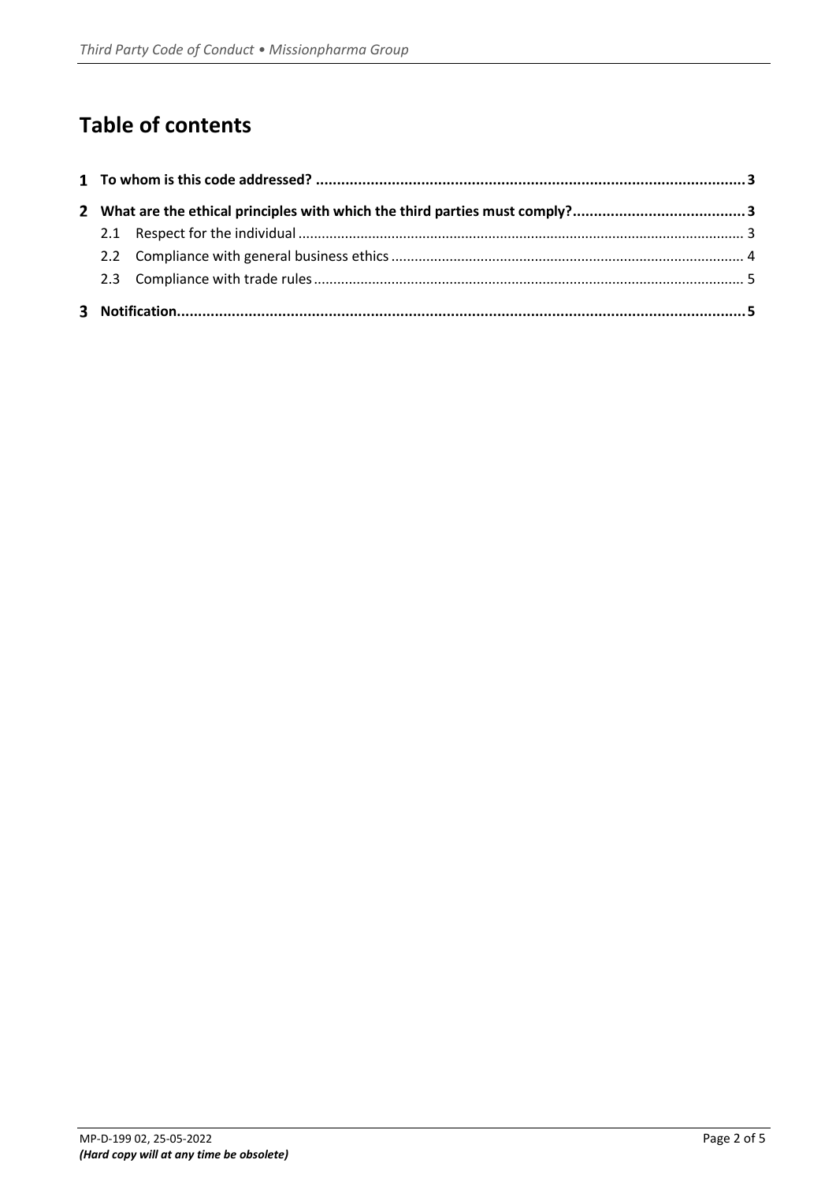# Table of contents

**1 To whom is this code addressed? ..... 3**

**2 What are the ethical principles with which the third parties must comply? ..... 3**

- 2.1 Respect for the individual ..... 3
- 2.2 Compliance with general business ethics ..... 4
- 2.3 Compliance with trade rules ..... 5

**3 Notification ..... 5**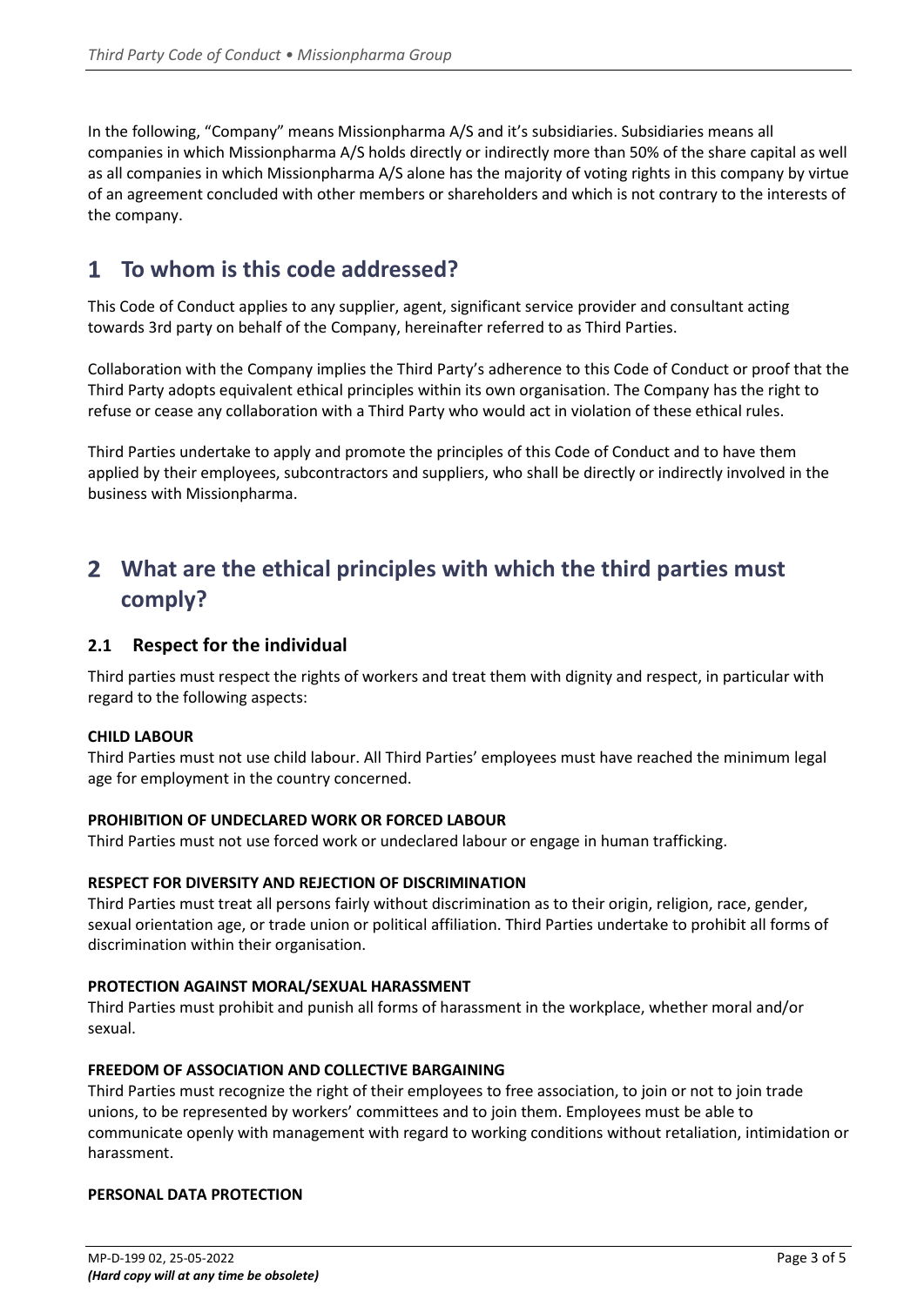In the following, "Company" means Missionpharma A/S and it's subsidiaries. Subsidiaries means all companies in which Missionpharma A/S holds directly or indirectly more than 50% of the share capital as well as all companies in which Missionpharma A/S alone has the majority of voting rights in this company by virtue of an agreement concluded with other members or shareholders and which is not contrary to the interests of the company.

# 1 To whom is this code addressed?

This Code of Conduct applies to any supplier, agent, significant service provider and consultant acting towards 3rd party on behalf of the Company, hereinafter referred to as Third Parties.

Collaboration with the Company implies the Third Party's adherence to this Code of Conduct or proof that the Third Party adopts equivalent ethical principles within its own organisation. The Company has the right to refuse or cease any collaboration with a Third Party who would act in violation of these ethical rules.

Third Parties undertake to apply and promote the principles of this Code of Conduct and to have them applied by their employees, subcontractors and suppliers, who shall be directly or indirectly involved in the business with Missionpharma.

# 2 What are the ethical principles with which the third parties must comply?

## 2.1 Respect for the individual

Third parties must respect the rights of workers and treat them with dignity and respect, in particular with regard to the following aspects:

**CHILD LABOUR**
Third Parties must not use child labour. All Third Parties' employees must have reached the minimum legal age for employment in the country concerned.

**PROHIBITION OF UNDECLARED WORK OR FORCED LABOUR**
Third Parties must not use forced work or undeclared labour or engage in human trafficking.

**RESPECT FOR DIVERSITY AND REJECTION OF DISCRIMINATION**
Third Parties must treat all persons fairly without discrimination as to their origin, religion, race, gender, sexual orientation age, or trade union or political affiliation. Third Parties undertake to prohibit all forms of discrimination within their organisation.

**PROTECTION AGAINST MORAL/SEXUAL HARASSMENT**
Third Parties must prohibit and punish all forms of harassment in the workplace, whether moral and/or sexual.

**FREEDOM OF ASSOCIATION AND COLLECTIVE BARGAINING**
Third Parties must recognize the right of their employees to free association, to join or not to join trade unions, to be represented by workers' committees and to join them. Employees must be able to communicate openly with management with regard to working conditions without retaliation, intimidation or harassment.

**PERSONAL DATA PROTECTION**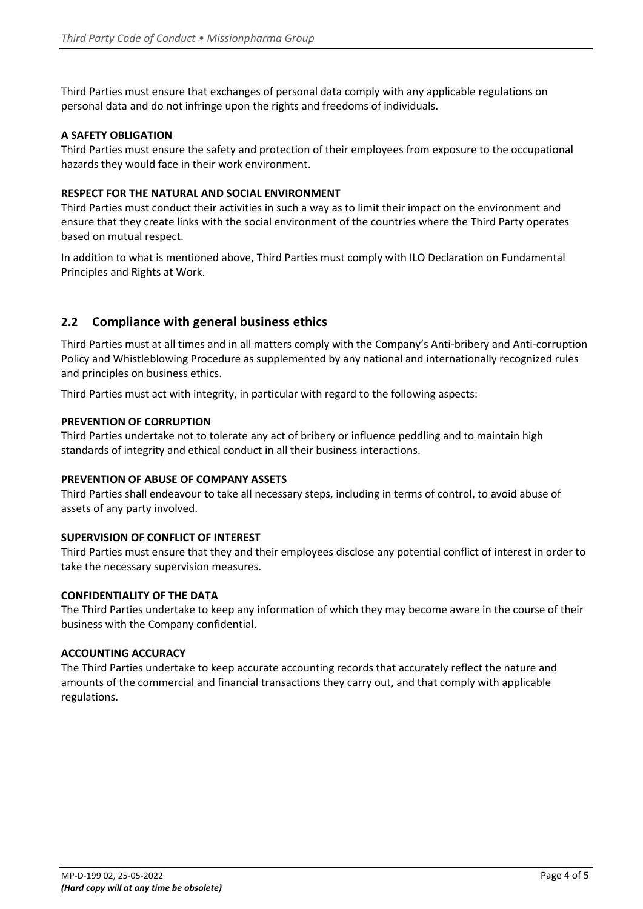Third Parties must ensure that exchanges of personal data comply with any applicable regulations on personal data and do not infringe upon the rights and freedoms of individuals.

**A SAFETY OBLIGATION**

Third Parties must ensure the safety and protection of their employees from exposure to the occupational hazards they would face in their work environment.

**RESPECT FOR THE NATURAL AND SOCIAL ENVIRONMENT**

Third Parties must conduct their activities in such a way as to limit their impact on the environment and ensure that they create links with the social environment of the countries where the Third Party operates based on mutual respect.

In addition to what is mentioned above, Third Parties must comply with ILO Declaration on Fundamental Principles and Rights at Work.

## 2.2 Compliance with general business ethics

Third Parties must at all times and in all matters comply with the Company's Anti-bribery and Anti-corruption Policy and Whistleblowing Procedure as supplemented by any national and internationally recognized rules and principles on business ethics.

Third Parties must act with integrity, in particular with regard to the following aspects:

**PREVENTION OF CORRUPTION**

Third Parties undertake not to tolerate any act of bribery or influence peddling and to maintain high standards of integrity and ethical conduct in all their business interactions.

**PREVENTION OF ABUSE OF COMPANY ASSETS**

Third Parties shall endeavour to take all necessary steps, including in terms of control, to avoid abuse of assets of any party involved.

**SUPERVISION OF CONFLICT OF INTEREST**

Third Parties must ensure that they and their employees disclose any potential conflict of interest in order to take the necessary supervision measures.

**CONFIDENTIALITY OF THE DATA**

The Third Parties undertake to keep any information of which they may become aware in the course of their business with the Company confidential.

**ACCOUNTING ACCURACY**

The Third Parties undertake to keep accurate accounting records that accurately reflect the nature and amounts of the commercial and financial transactions they carry out, and that comply with applicable regulations.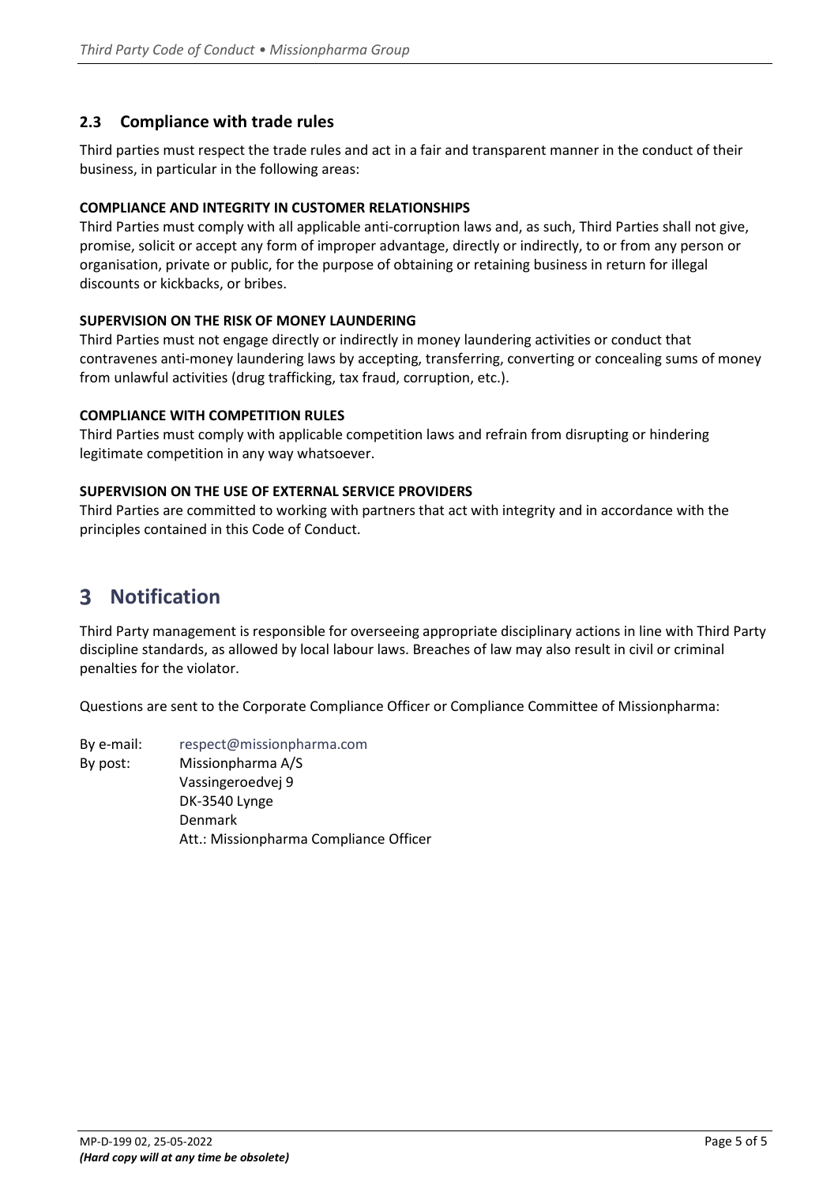## 2.3 Compliance with trade rules

Third parties must respect the trade rules and act in a fair and transparent manner in the conduct of their business, in particular in the following areas:

**COMPLIANCE AND INTEGRITY IN CUSTOMER RELATIONSHIPS**

Third Parties must comply with all applicable anti-corruption laws and, as such, Third Parties shall not give, promise, solicit or accept any form of improper advantage, directly or indirectly, to or from any person or organisation, private or public, for the purpose of obtaining or retaining business in return for illegal discounts or kickbacks, or bribes.

**SUPERVISION ON THE RISK OF MONEY LAUNDERING**

Third Parties must not engage directly or indirectly in money laundering activities or conduct that contravenes anti-money laundering laws by accepting, transferring, converting or concealing sums of money from unlawful activities (drug trafficking, tax fraud, corruption, etc.).

**COMPLIANCE WITH COMPETITION RULES**

Third Parties must comply with applicable competition laws and refrain from disrupting or hindering legitimate competition in any way whatsoever.

**SUPERVISION ON THE USE OF EXTERNAL SERVICE PROVIDERS**

Third Parties are committed to working with partners that act with integrity and in accordance with the principles contained in this Code of Conduct.

# 3 Notification

Third Party management is responsible for overseeing appropriate disciplinary actions in line with Third Party discipline standards, as allowed by local labour laws. Breaches of law may also result in civil or criminal penalties for the violator.

Questions are sent to the Corporate Compliance Officer or Compliance Committee of Missionpharma:

By e-mail: respect@missionpharma.com

By post: Missionpharma A/S
Vassingeroedvej 9
DK-3540 Lynge
Denmark
Att.: Missionpharma Compliance Officer

MP-D-199 02, 25-05-2022
***(Hard copy will at any time be obsolete)***